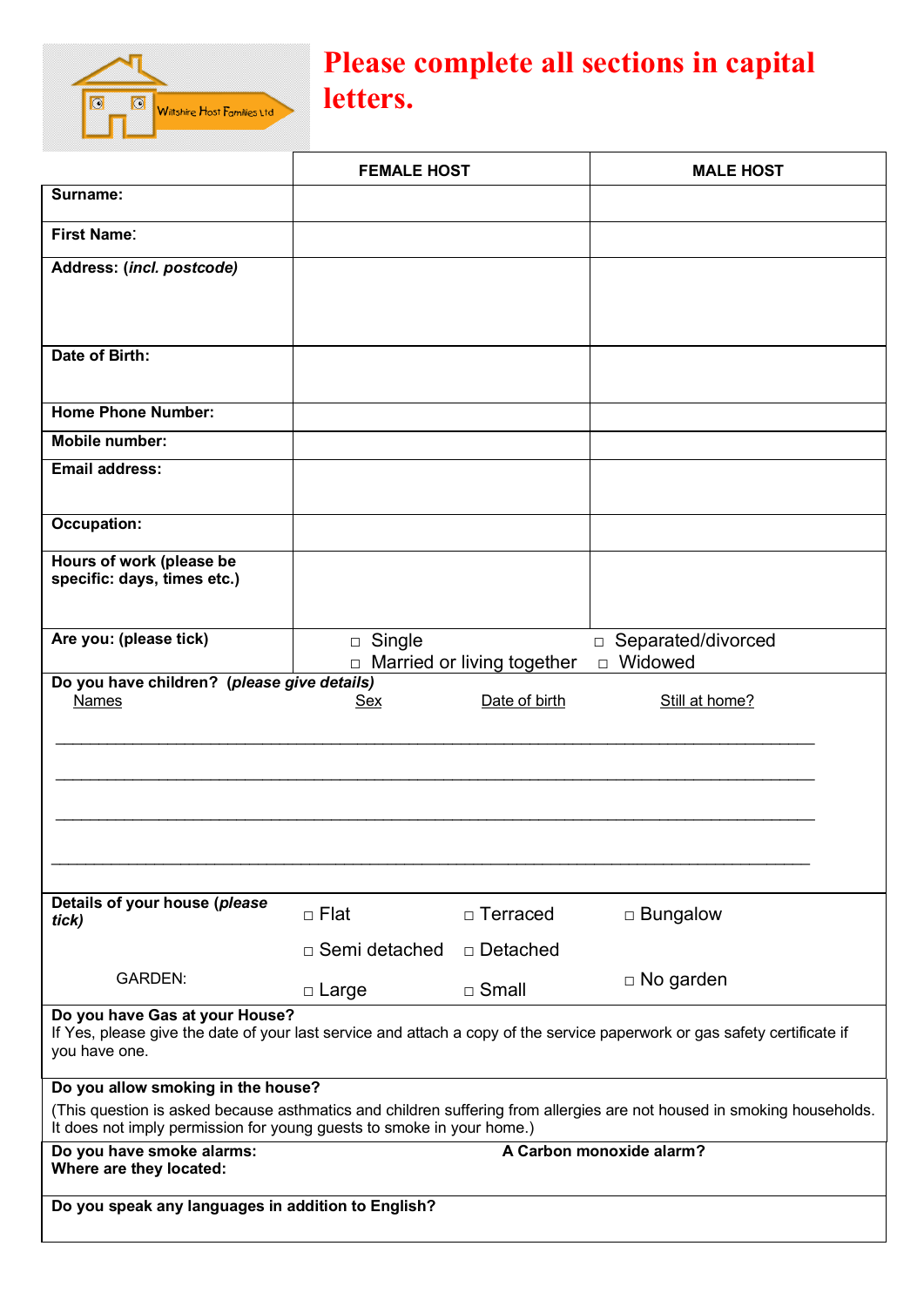Wiltshire Host Families Ltd

# Please complete all sections in capital letters.

| | FEMALE HOST | MALE HOST |
|---|---|---|
| **Surname:** | | |
| **First Name:** | | |
| **Address: (*incl. postcode*)** | | |
| **Date of Birth:** | | |
| **Home Phone Number:** | | |
| **Mobile number:** | | |
| **Email address:** | | |
| **Occupation:** | | |
| **Hours of work (please be specific: days, times etc.)** | | |
| **Are you: (please tick)** | □ Single<br>□ Married or living together | □ Separated/divorced<br>□ Widowed |

**Do you have children? (*please give details*)**

| Names | Sex | Date of birth | Still at home? |
|---|---|---|---|
| | | | |
| | | | |
| | | | |
| | | | |

**Details of your house (*please tick*)**

□ Flat □ Terraced □ Bungalow

□ Semi detached □ Detached

GARDEN: □ Large □ Small □ No garden

**Do you have Gas at your House?**
If Yes, please give the date of your last service and attach a copy of the service paperwork or gas safety certificate if you have one.

**Do you allow smoking in the house?**
(This question is asked because asthmatics and children suffering from allergies are not housed in smoking households. It does not imply permission for young guests to smoke in your home.)

**Do you have smoke alarms:**
**Where are they located:**

**A Carbon monoxide alarm?**

**Do you speak any languages in addition to English?**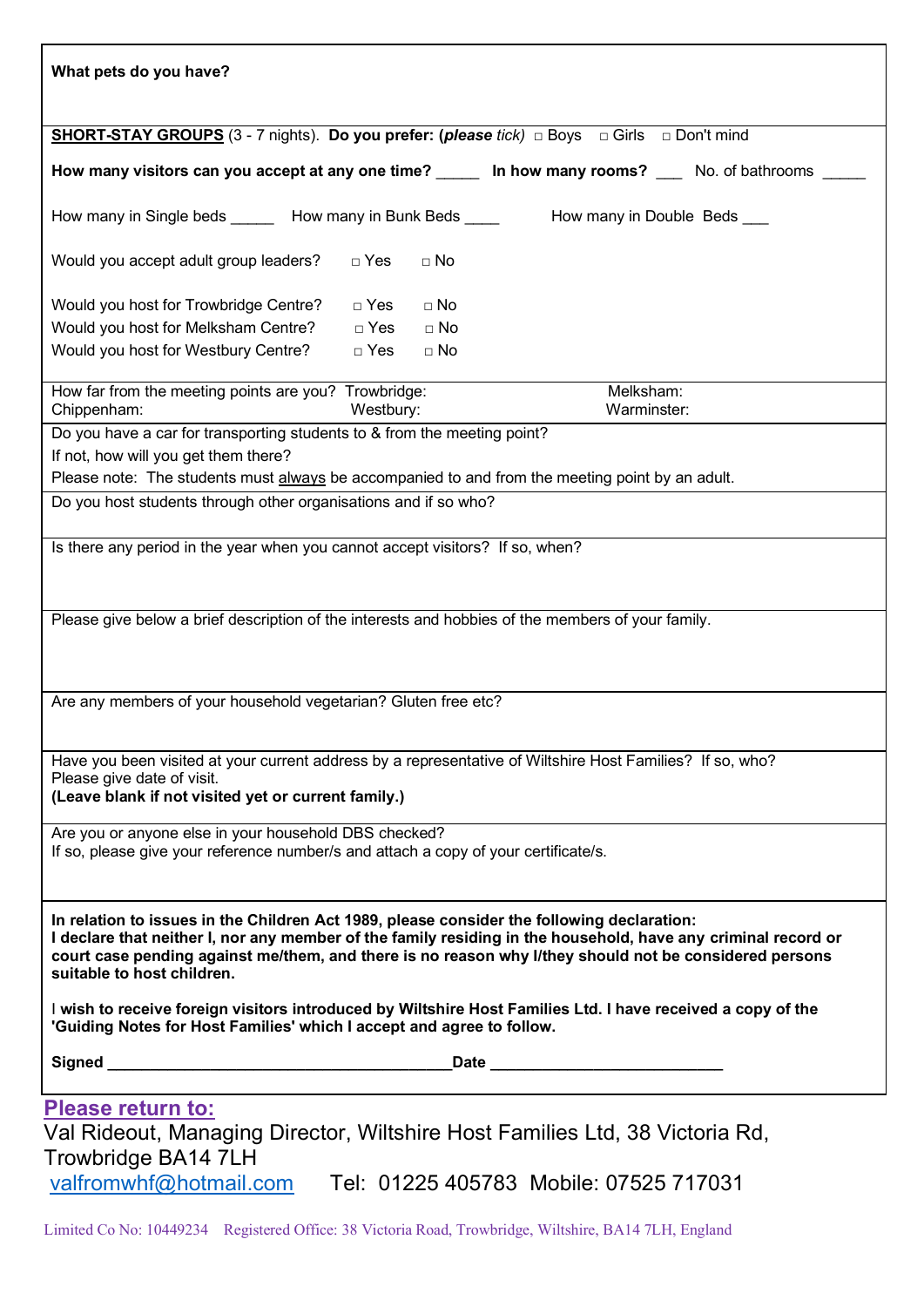**What pets do you have?**

**SHORT-STAY GROUPS** (3 - 7 nights). **Do you prefer: (*please tick*)** □ Boys □ Girls □ Don't mind

**How many visitors can you accept at any one time?** _____ **In how many rooms?** ___ No. of bathrooms _____

How many in Single beds _____ How many in Bunk Beds ____ How many in Double Beds ___

Would you accept adult group leaders? □ Yes □ No

Would you host for Trowbridge Centre? □ Yes □ No
Would you host for Melksham Centre? □ Yes □ No
Would you host for Westbury Centre? □ Yes □ No

How far from the meeting points are you? Trowbridge: Melksham:
Chippenham: Westbury: Warminster:

Do you have a car for transporting students to & from the meeting point?
If not, how will you get them there?
Please note: The students must always be accompanied to and from the meeting point by an adult.

Do you host students through other organisations and if so who?

Is there any period in the year when you cannot accept visitors? If so, when?

Please give below a brief description of the interests and hobbies of the members of your family.

Are any members of your household vegetarian? Gluten free etc?

Have you been visited at your current address by a representative of Wiltshire Host Families? If so, who?
Please give date of visit.
**(Leave blank if not visited yet or current family.)**

Are you or anyone else in your household DBS checked?
If so, please give your reference number/s and attach a copy of your certificate/s.

**In relation to issues in the Children Act 1989, please consider the following declaration:**
**I declare that neither I, nor any member of the family residing in the household, have any criminal record or court case pending against me/them, and there is no reason why I/they should not be considered persons suitable to host children.**

I **wish to receive foreign visitors introduced by Wiltshire Host Families Ltd. I have received a copy of the 'Guiding Notes for Host Families' which I accept and agree to follow.**

**Signed** ________________________________________ **Date** ___________________________

## Please return to:

Val Rideout, Managing Director, Wiltshire Host Families Ltd, 38 Victoria Rd, Trowbridge BA14 7LH
valfromwhf@hotmail.com Tel: 01225 405783 Mobile: 07525 717031

Limited Co No: 10449234 Registered Office: 38 Victoria Road, Trowbridge, Wiltshire, BA14 7LH, England